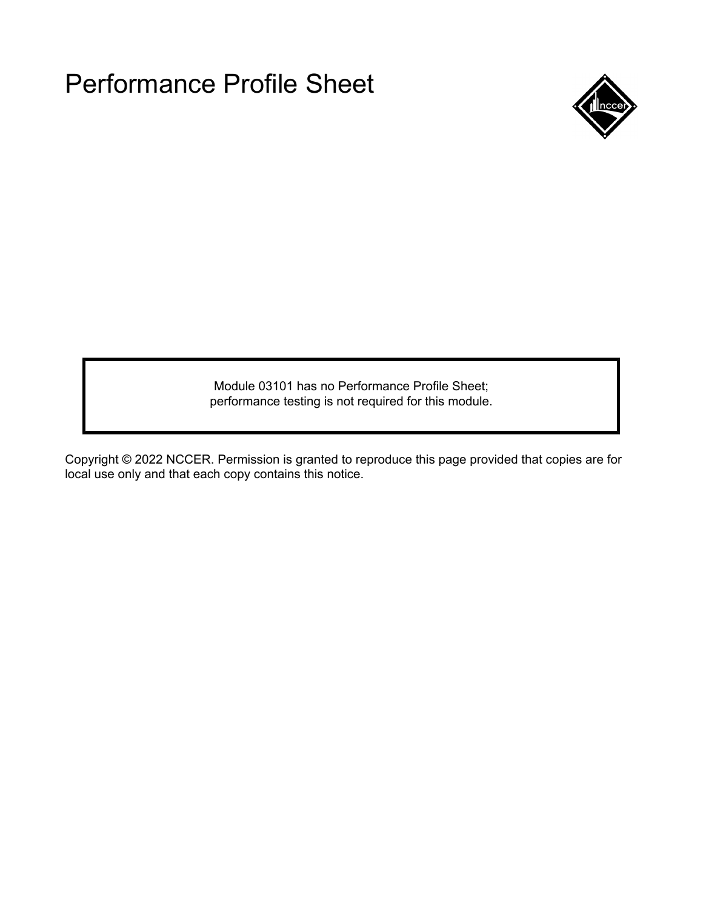# Performance Profile Sheet

Module 03101 has no Performance Profile Sheet;
performance testing is not required for this module.

Copyright © 2022 NCCER. Permission is granted to reproduce this page provided that copies are for local use only and that each copy contains this notice.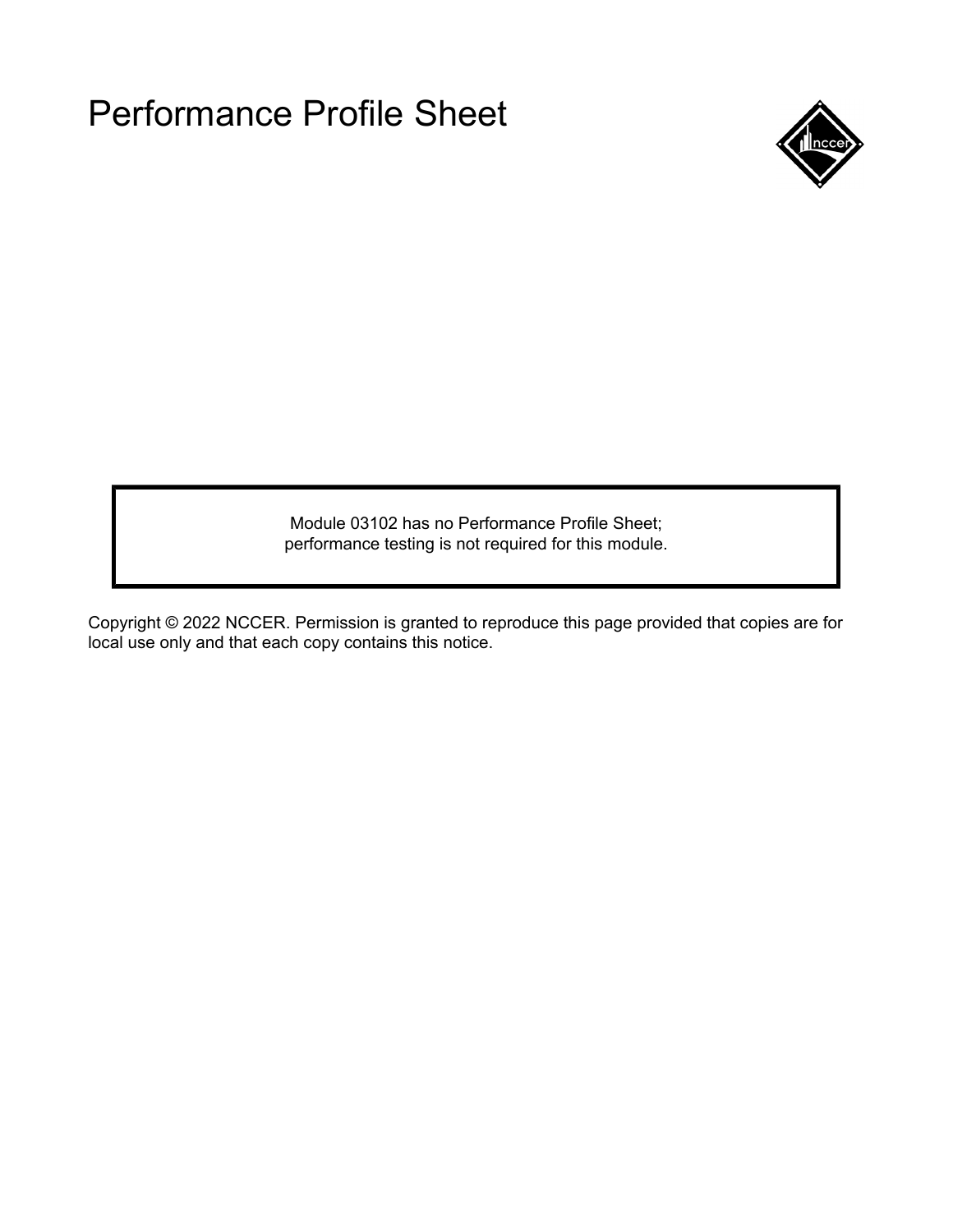# Performance Profile Sheet

Module 03102 has no Performance Profile Sheet;
performance testing is not required for this module.

Copyright © 2022 NCCER. Permission is granted to reproduce this page provided that copies are for local use only and that each copy contains this notice.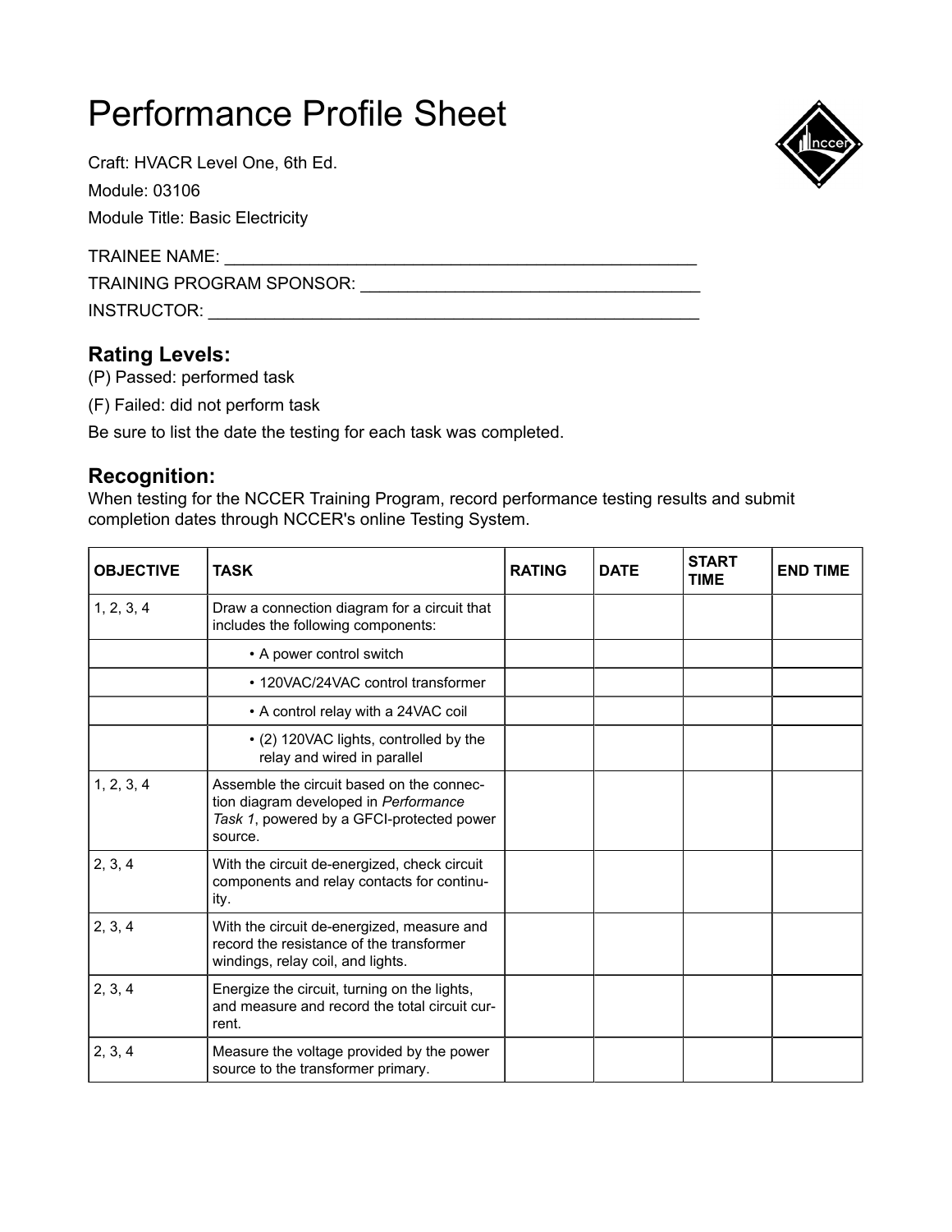# Performance Profile Sheet

Craft: HVACR Level One, 6th Ed.

Module: 03106

Module Title: Basic Electricity

TRAINEE NAME: ___________________________________________________

TRAINING PROGRAM SPONSOR: ____________________________________

INSTRUCTOR: _____________________________________________________

## Rating Levels:

(P) Passed: performed task

(F) Failed: did not perform task

Be sure to list the date the testing for each task was completed.

## Recognition:

When testing for the NCCER Training Program, record performance testing results and submit completion dates through NCCER's online Testing System.

| OBJECTIVE | TASK | RATING | DATE | START TIME | END TIME |
|---|---|---|---|---|---|
| 1, 2, 3, 4 | Draw a connection diagram for a circuit that includes the following components: | | | | |
| | • A power control switch | | | | |
| | • 120VAC/24VAC control transformer | | | | |
| | • A control relay with a 24VAC coil | | | | |
| | • (2) 120VAC lights, controlled by the relay and wired in parallel | | | | |
| 1, 2, 3, 4 | Assemble the circuit based on the connection diagram developed in *Performance Task 1*, powered by a GFCI-protected power source. | | | | |
| 2, 3, 4 | With the circuit de-energized, check circuit components and relay contacts for continuity. | | | | |
| 2, 3, 4 | With the circuit de-energized, measure and record the resistance of the transformer windings, relay coil, and lights. | | | | |
| 2, 3, 4 | Energize the circuit, turning on the lights, and measure and record the total circuit current. | | | | |
| 2, 3, 4 | Measure the voltage provided by the power source to the transformer primary. | | | | |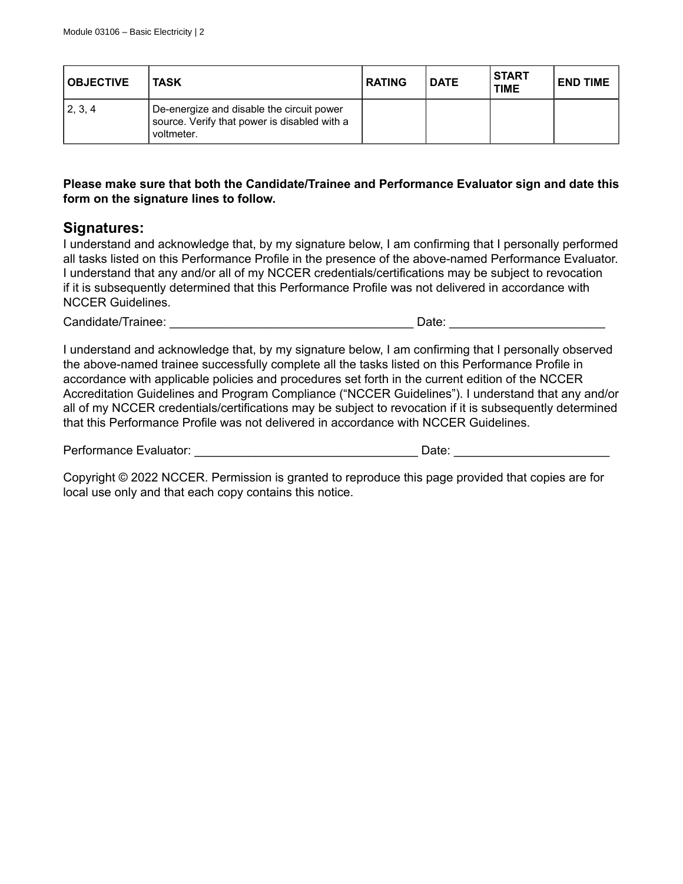| OBJECTIVE | TASK | RATING | DATE | START TIME | END TIME |
|---|---|---|---|---|---|
| 2, 3, 4 | De-energize and disable the circuit power source. Verify that power is disabled with a voltmeter. | | | | |

**Please make sure that both the Candidate/Trainee and Performance Evaluator sign and date this form on the signature lines to follow.**

## Signatures:

I understand and acknowledge that, by my signature below, I am confirming that I personally performed all tasks listed on this Performance Profile in the presence of the above-named Performance Evaluator. I understand that any and/or all of my NCCER credentials/certifications may be subject to revocation if it is subsequently determined that this Performance Profile was not delivered in accordance with NCCER Guidelines.

Candidate/Trainee: ___________________________________ Date: ______________________

I understand and acknowledge that, by my signature below, I am confirming that I personally observed the above-named trainee successfully complete all the tasks listed on this Performance Profile in accordance with applicable policies and procedures set forth in the current edition of the NCCER Accreditation Guidelines and Program Compliance ("NCCER Guidelines"). I understand that any and/or all of my NCCER credentials/certifications may be subject to revocation if it is subsequently determined that this Performance Profile was not delivered in accordance with NCCER Guidelines.

Performance Evaluator: ________________________________ Date: ______________________

Copyright © 2022 NCCER. Permission is granted to reproduce this page provided that copies are for local use only and that each copy contains this notice.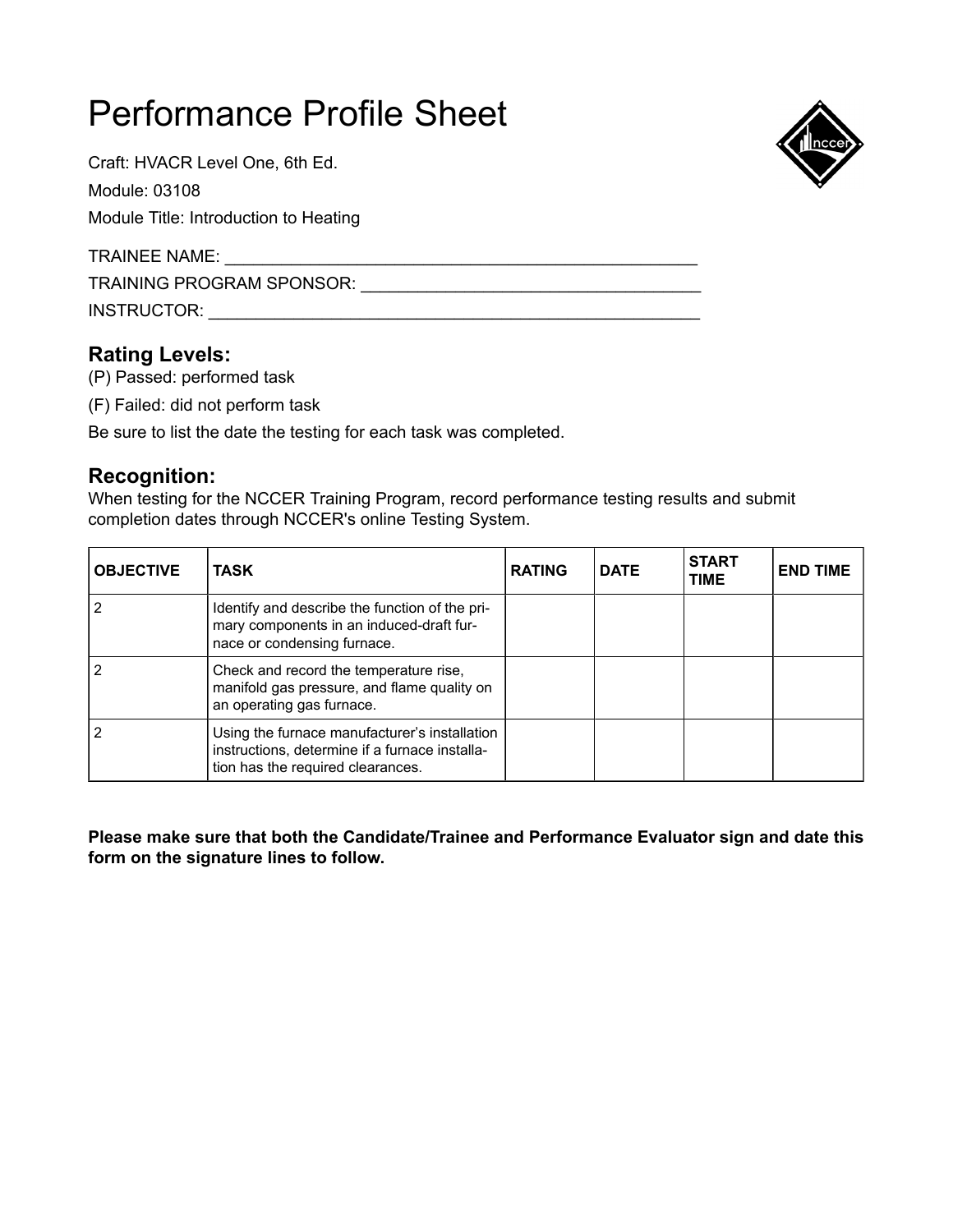# Performance Profile Sheet

Craft: HVACR Level One, 6th Ed.

Module: 03108

Module Title: Introduction to Heating

TRAINEE NAME: ___________________________________________________

TRAINING PROGRAM SPONSOR: ____________________________________

INSTRUCTOR: _____________________________________________________

## Rating Levels:

(P) Passed: performed task

(F) Failed: did not perform task

Be sure to list the date the testing for each task was completed.

## Recognition:

When testing for the NCCER Training Program, record performance testing results and submit completion dates through NCCER's online Testing System.

| OBJECTIVE | TASK | RATING | DATE | START TIME | END TIME |
|---|---|---|---|---|---|
| 2 | Identify and describe the function of the primary components in an induced-draft furnace or condensing furnace. | | | | |
| 2 | Check and record the temperature rise, manifold gas pressure, and flame quality on an operating gas furnace. | | | | |
| 2 | Using the furnace manufacturer's installation instructions, determine if a furnace installation has the required clearances. | | | | |

**Please make sure that both the Candidate/Trainee and Performance Evaluator sign and date this form on the signature lines to follow.**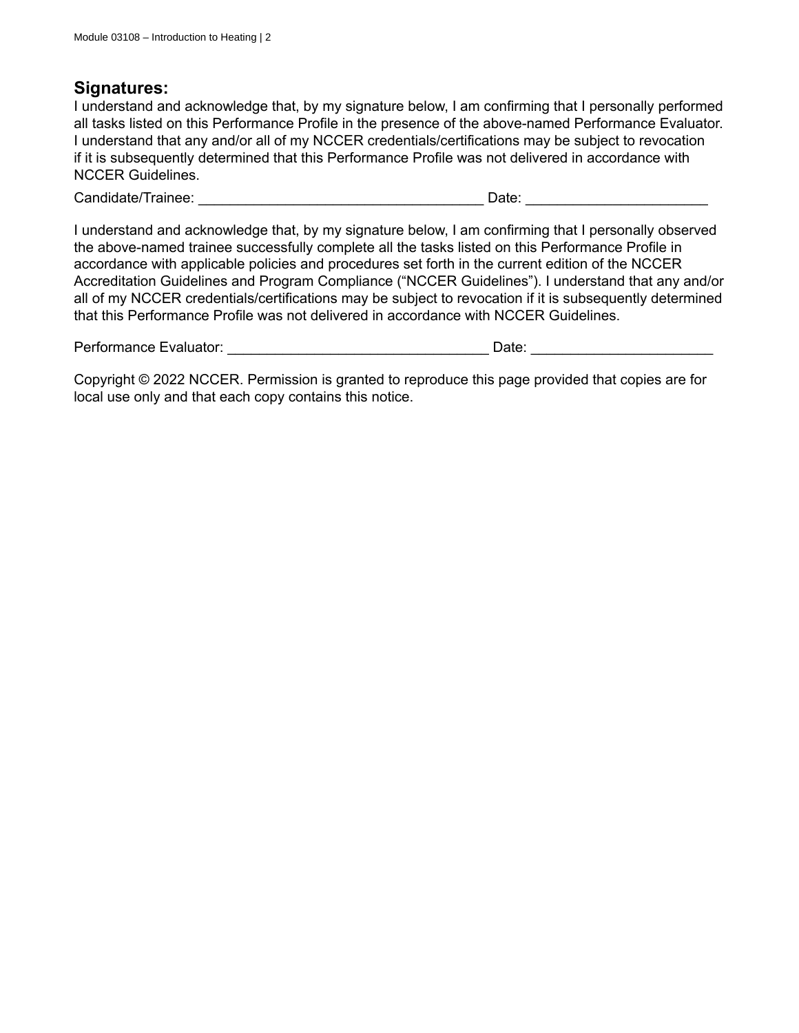## Signatures:

I understand and acknowledge that, by my signature below, I am confirming that I personally performed all tasks listed on this Performance Profile in the presence of the above-named Performance Evaluator. I understand that any and/or all of my NCCER credentials/certifications may be subject to revocation if it is subsequently determined that this Performance Profile was not delivered in accordance with NCCER Guidelines.

Candidate/Trainee: ____________________________________ Date: ______________________

I understand and acknowledge that, by my signature below, I am confirming that I personally observed the above-named trainee successfully complete all the tasks listed on this Performance Profile in accordance with applicable policies and procedures set forth in the current edition of the NCCER Accreditation Guidelines and Program Compliance ("NCCER Guidelines"). I understand that any and/or all of my NCCER credentials/certifications may be subject to revocation if it is subsequently determined that this Performance Profile was not delivered in accordance with NCCER Guidelines.

Performance Evaluator: _________________________________ Date: ______________________

Copyright © 2022 NCCER. Permission is granted to reproduce this page provided that copies are for local use only and that each copy contains this notice.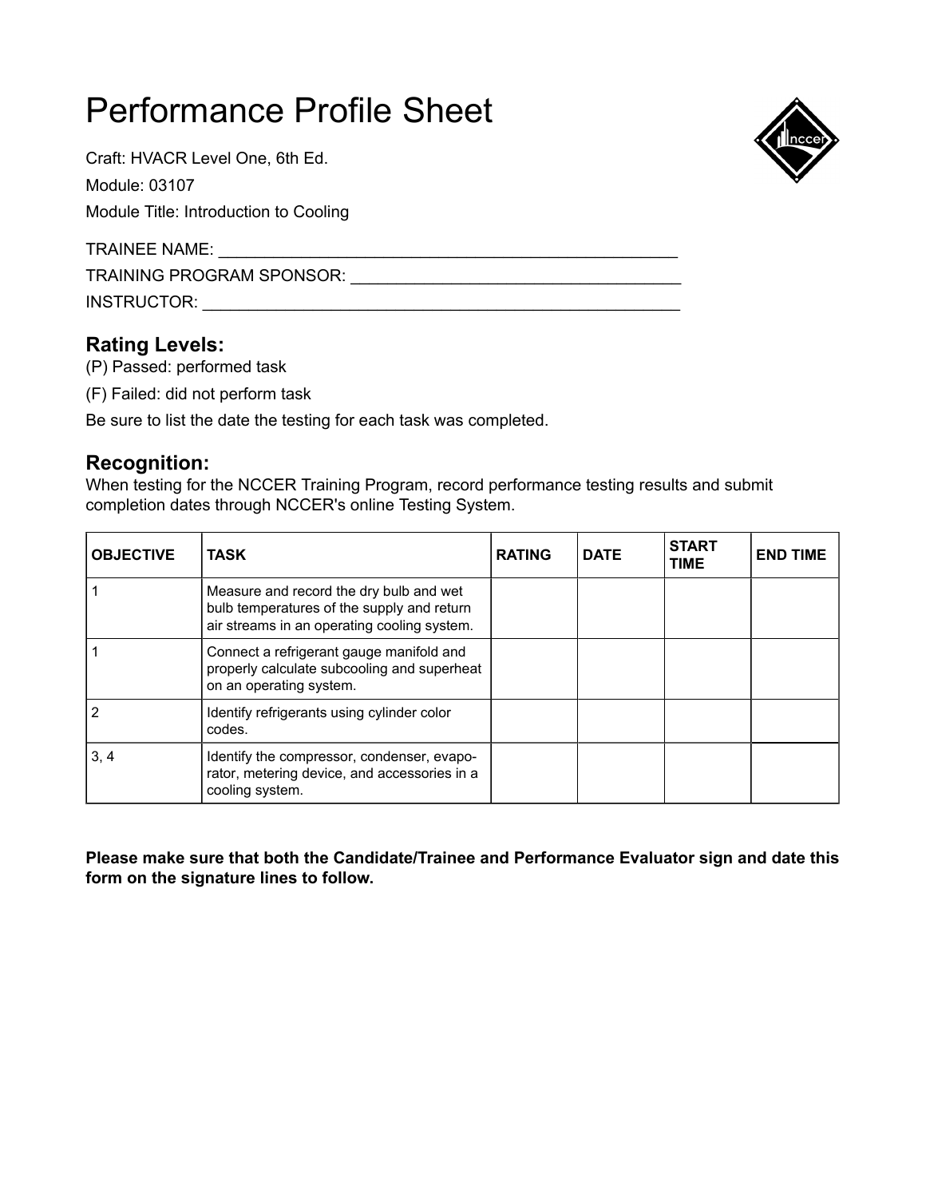# Performance Profile Sheet

Craft: HVACR Level One, 6th Ed.

Module: 03107

Module Title: Introduction to Cooling

TRAINEE NAME: ____________________________________________________

TRAINING PROGRAM SPONSOR: ____________________________________

INSTRUCTOR: ______________________________________________________

## Rating Levels:

(P) Passed: performed task

(F) Failed: did not perform task

Be sure to list the date the testing for each task was completed.

## Recognition:

When testing for the NCCER Training Program, record performance testing results and submit completion dates through NCCER's online Testing System.

| OBJECTIVE | TASK | RATING | DATE | START TIME | END TIME |
|---|---|---|---|---|---|
| 1 | Measure and record the dry bulb and wet bulb temperatures of the supply and return air streams in an operating cooling system. | | | | |
| 1 | Connect a refrigerant gauge manifold and properly calculate subcooling and superheat on an operating system. | | | | |
| 2 | Identify refrigerants using cylinder color codes. | | | | |
| 3, 4 | Identify the compressor, condenser, evaporator, metering device, and accessories in a cooling system. | | | | |

**Please make sure that both the Candidate/Trainee and Performance Evaluator sign and date this form on the signature lines to follow.**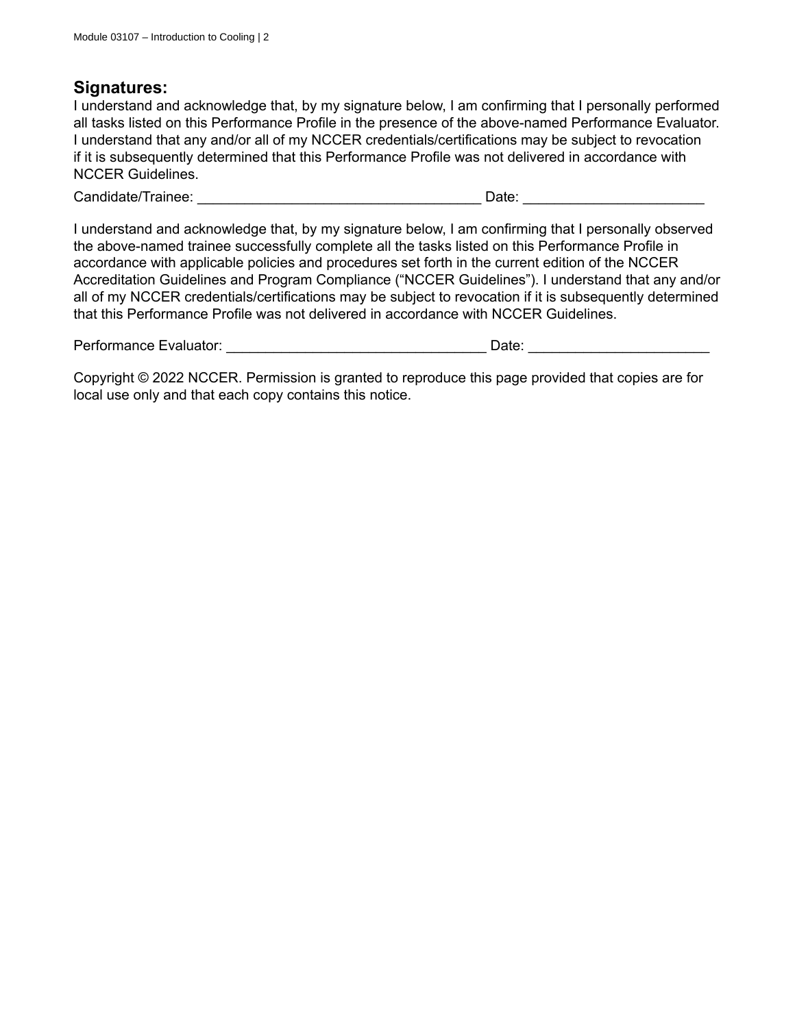## Signatures:

I understand and acknowledge that, by my signature below, I am confirming that I personally performed all tasks listed on this Performance Profile in the presence of the above-named Performance Evaluator. I understand that any and/or all of my NCCER credentials/certifications may be subject to revocation if it is subsequently determined that this Performance Profile was not delivered in accordance with NCCER Guidelines.

Candidate/Trainee: ___________________________________ Date: ______________________

I understand and acknowledge that, by my signature below, I am confirming that I personally observed the above-named trainee successfully complete all the tasks listed on this Performance Profile in accordance with applicable policies and procedures set forth in the current edition of the NCCER Accreditation Guidelines and Program Compliance ("NCCER Guidelines"). I understand that any and/or all of my NCCER credentials/certifications may be subject to revocation if it is subsequently determined that this Performance Profile was not delivered in accordance with NCCER Guidelines.

Performance Evaluator: ________________________________ Date: ______________________

Copyright © 2022 NCCER. Permission is granted to reproduce this page provided that copies are for local use only and that each copy contains this notice.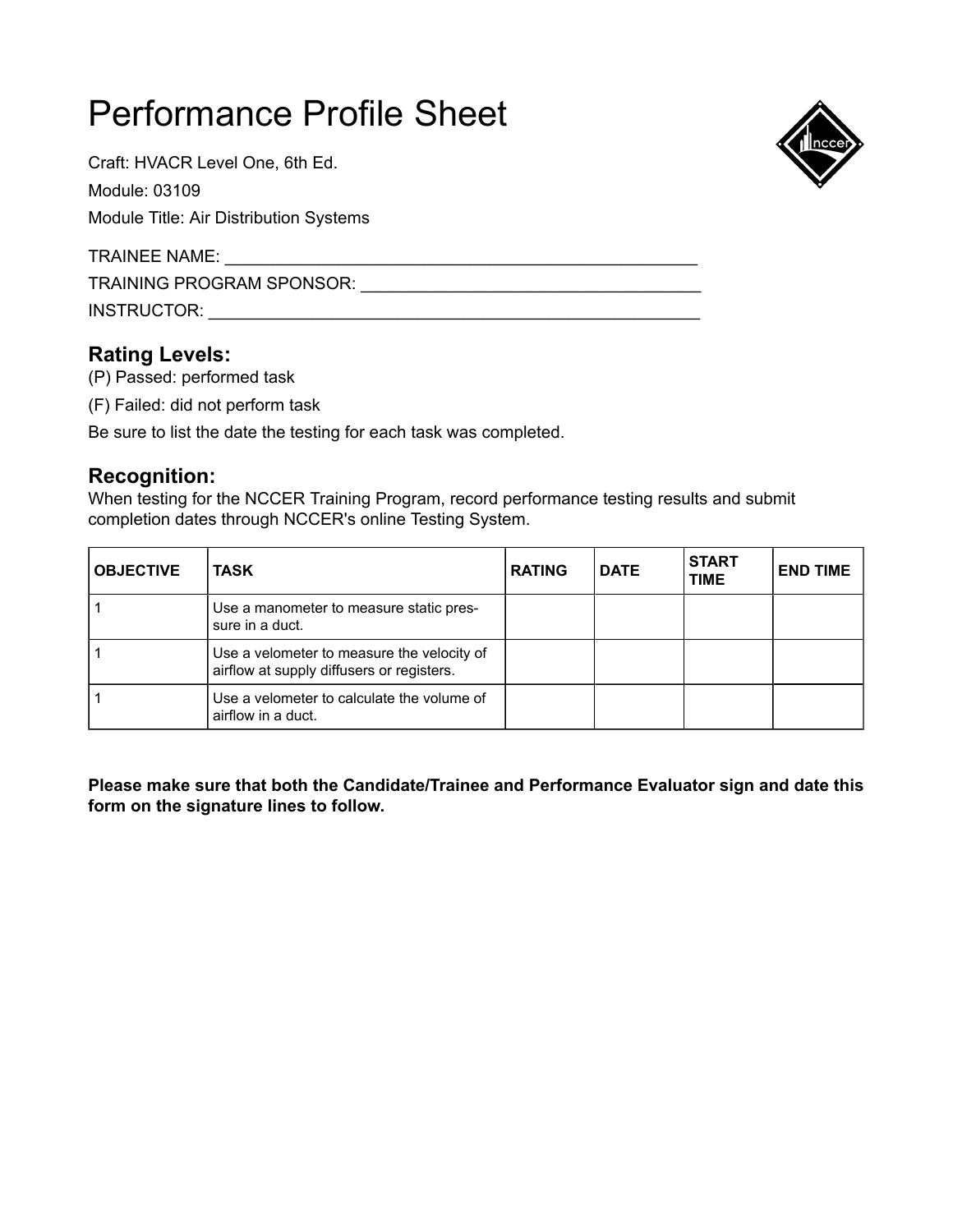# Performance Profile Sheet

Craft: HVACR Level One, 6th Ed.

Module: 03109

Module Title: Air Distribution Systems

TRAINEE NAME: ___________________________________________________

TRAINING PROGRAM SPONSOR: ____________________________________

INSTRUCTOR: _____________________________________________________

## Rating Levels:

(P) Passed: performed task

(F) Failed: did not perform task

Be sure to list the date the testing for each task was completed.

## Recognition:

When testing for the NCCER Training Program, record performance testing results and submit completion dates through NCCER's online Testing System.

| OBJECTIVE | TASK | RATING | DATE | START TIME | END TIME |
|---|---|---|---|---|---|
| 1 | Use a manometer to measure static pressure in a duct. | | | | |
| 1 | Use a velometer to measure the velocity of airflow at supply diffusers or registers. | | | | |
| 1 | Use a velometer to calculate the volume of airflow in a duct. | | | | |

**Please make sure that both the Candidate/Trainee and Performance Evaluator sign and date this form on the signature lines to follow.**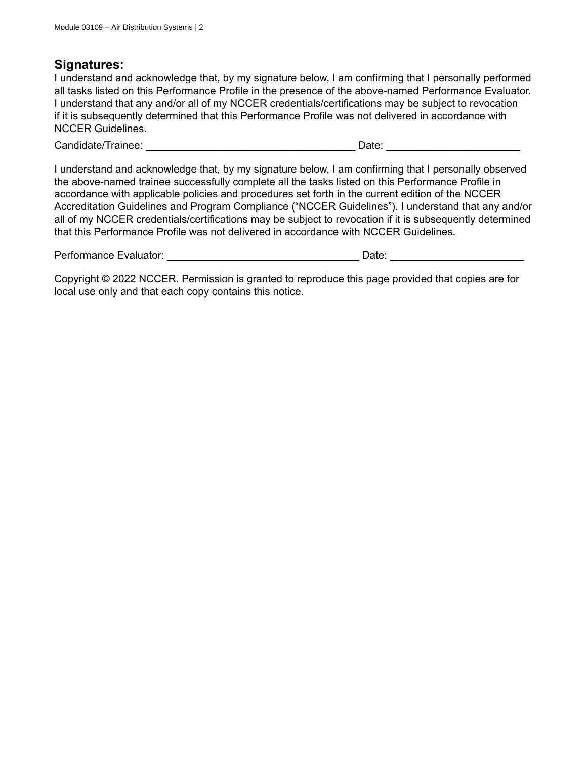## Signatures:

I understand and acknowledge that, by my signature below, I am confirming that I personally performed all tasks listed on this Performance Profile in the presence of the above-named Performance Evaluator. I understand that any and/or all of my NCCER credentials/certifications may be subject to revocation if it is subsequently determined that this Performance Profile was not delivered in accordance with NCCER Guidelines.

Candidate/Trainee: ____________________________________ Date: ______________________

I understand and acknowledge that, by my signature below, I am confirming that I personally observed the above-named trainee successfully complete all the tasks listed on this Performance Profile in accordance with applicable policies and procedures set forth in the current edition of the NCCER Accreditation Guidelines and Program Compliance ("NCCER Guidelines"). I understand that any and/or all of my NCCER credentials/certifications may be subject to revocation if it is subsequently determined that this Performance Profile was not delivered in accordance with NCCER Guidelines.

Performance Evaluator: _________________________________ Date: ______________________

Copyright © 2022 NCCER. Permission is granted to reproduce this page provided that copies are for local use only and that each copy contains this notice.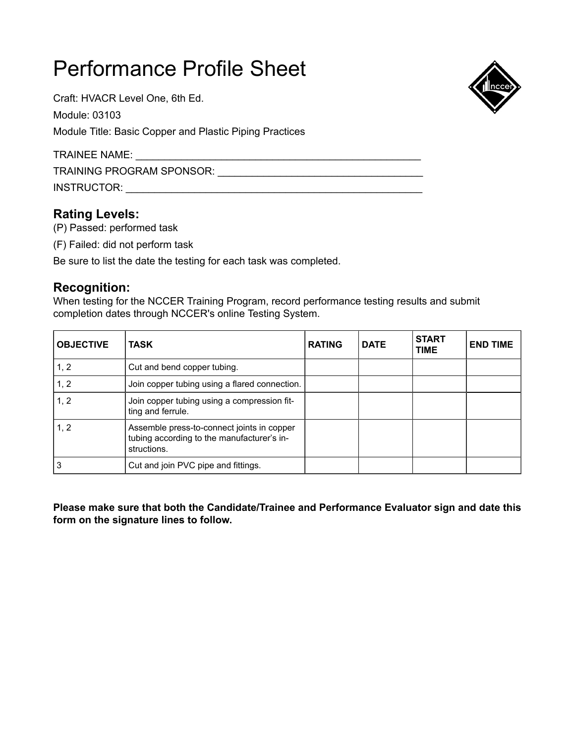# Performance Profile Sheet

Craft: HVACR Level One, 6th Ed.

Module: 03103

Module Title: Basic Copper and Plastic Piping Practices

TRAINEE NAME: ____________________________________________________

TRAINING PROGRAM SPONSOR: ____________________________________

INSTRUCTOR: ______________________________________________________

## Rating Levels:

(P) Passed: performed task

(F) Failed: did not perform task

Be sure to list the date the testing for each task was completed.

## Recognition:

When testing for the NCCER Training Program, record performance testing results and submit completion dates through NCCER's online Testing System.

| OBJECTIVE | TASK | RATING | DATE | START TIME | END TIME |
|---|---|---|---|---|---|
| 1, 2 | Cut and bend copper tubing. | | | | |
| 1, 2 | Join copper tubing using a flared connection. | | | | |
| 1, 2 | Join copper tubing using a compression fitting and ferrule. | | | | |
| 1, 2 | Assemble press-to-connect joints in copper tubing according to the manufacturer's instructions. | | | | |
| 3 | Cut and join PVC pipe and fittings. | | | | |

**Please make sure that both the Candidate/Trainee and Performance Evaluator sign and date this form on the signature lines to follow.**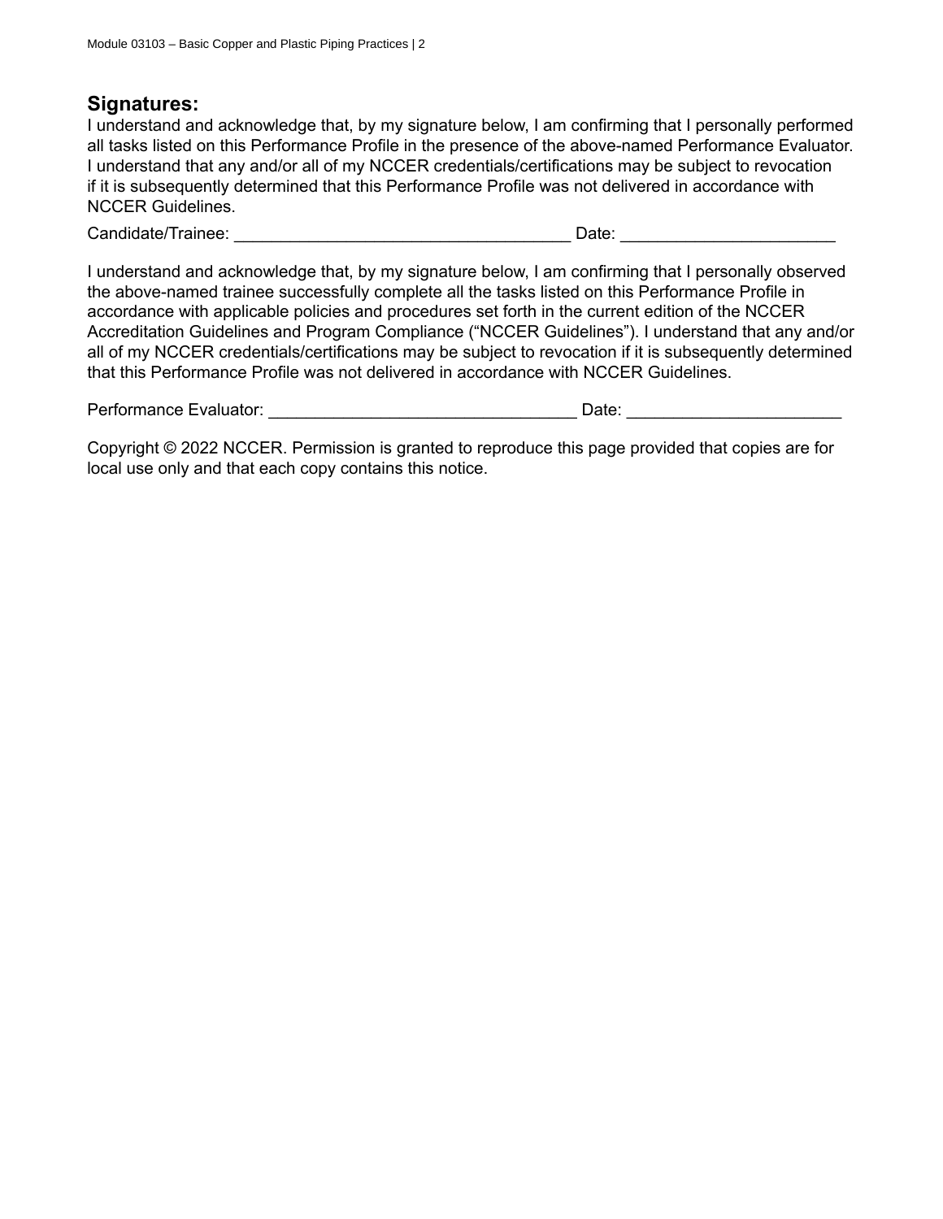## Signatures:

I understand and acknowledge that, by my signature below, I am confirming that I personally performed all tasks listed on this Performance Profile in the presence of the above-named Performance Evaluator. I understand that any and/or all of my NCCER credentials/certifications may be subject to revocation if it is subsequently determined that this Performance Profile was not delivered in accordance with NCCER Guidelines.

Candidate/Trainee: ____________________________________ Date: ______________________

I understand and acknowledge that, by my signature below, I am confirming that I personally observed the above-named trainee successfully complete all the tasks listed on this Performance Profile in accordance with applicable policies and procedures set forth in the current edition of the NCCER Accreditation Guidelines and Program Compliance ("NCCER Guidelines"). I understand that any and/or all of my NCCER credentials/certifications may be subject to revocation if it is subsequently determined that this Performance Profile was not delivered in accordance with NCCER Guidelines.

Performance Evaluator: _________________________________ Date: ______________________

Copyright © 2022 NCCER. Permission is granted to reproduce this page provided that copies are for local use only and that each copy contains this notice.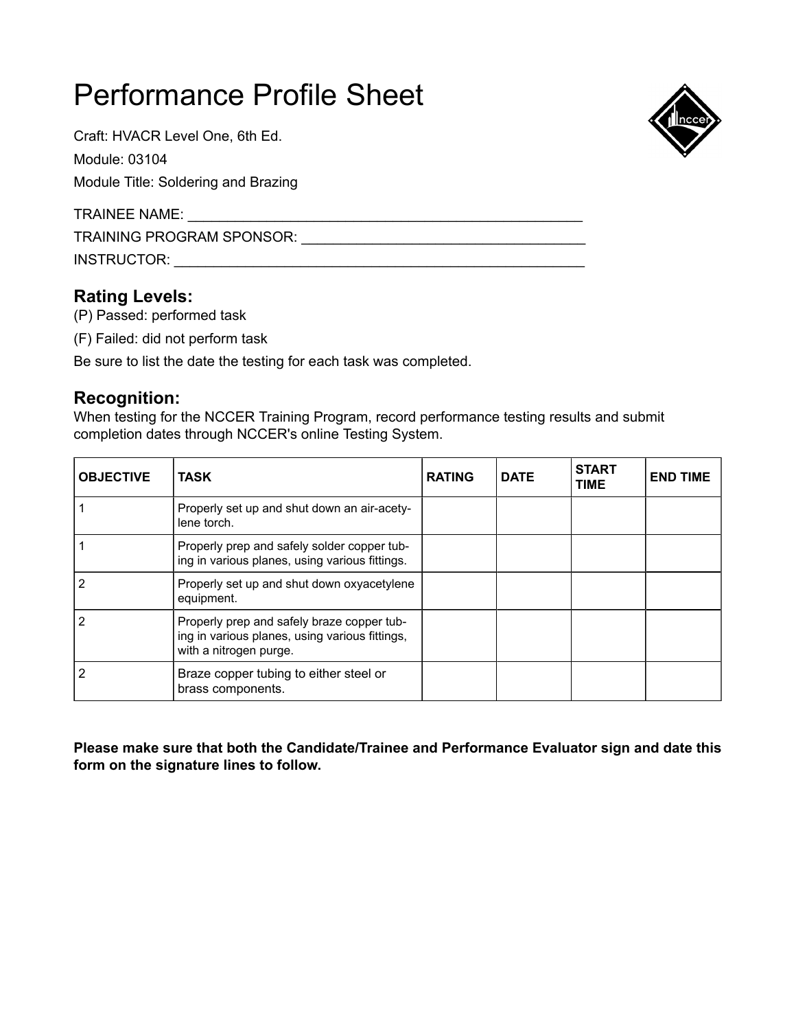# Performance Profile Sheet

Craft: HVACR Level One, 6th Ed.

Module: 03104

Module Title: Soldering and Brazing

TRAINEE NAME: ____________________________________________________

TRAINING PROGRAM SPONSOR: ____________________________________

INSTRUCTOR: _____________________________________________________

## Rating Levels:

(P) Passed: performed task

(F) Failed: did not perform task

Be sure to list the date the testing for each task was completed.

## Recognition:

When testing for the NCCER Training Program, record performance testing results and submit completion dates through NCCER's online Testing System.

| OBJECTIVE | TASK | RATING | DATE | START TIME | END TIME |
|---|---|---|---|---|---|
| 1 | Properly set up and shut down an air-acetylene torch. | | | | |
| 1 | Properly prep and safely solder copper tubing in various planes, using various fittings. | | | | |
| 2 | Properly set up and shut down oxyacetylene equipment. | | | | |
| 2 | Properly prep and safely braze copper tubing in various planes, using various fittings, with a nitrogen purge. | | | | |
| 2 | Braze copper tubing to either steel or brass components. | | | | |

**Please make sure that both the Candidate/Trainee and Performance Evaluator sign and date this form on the signature lines to follow.**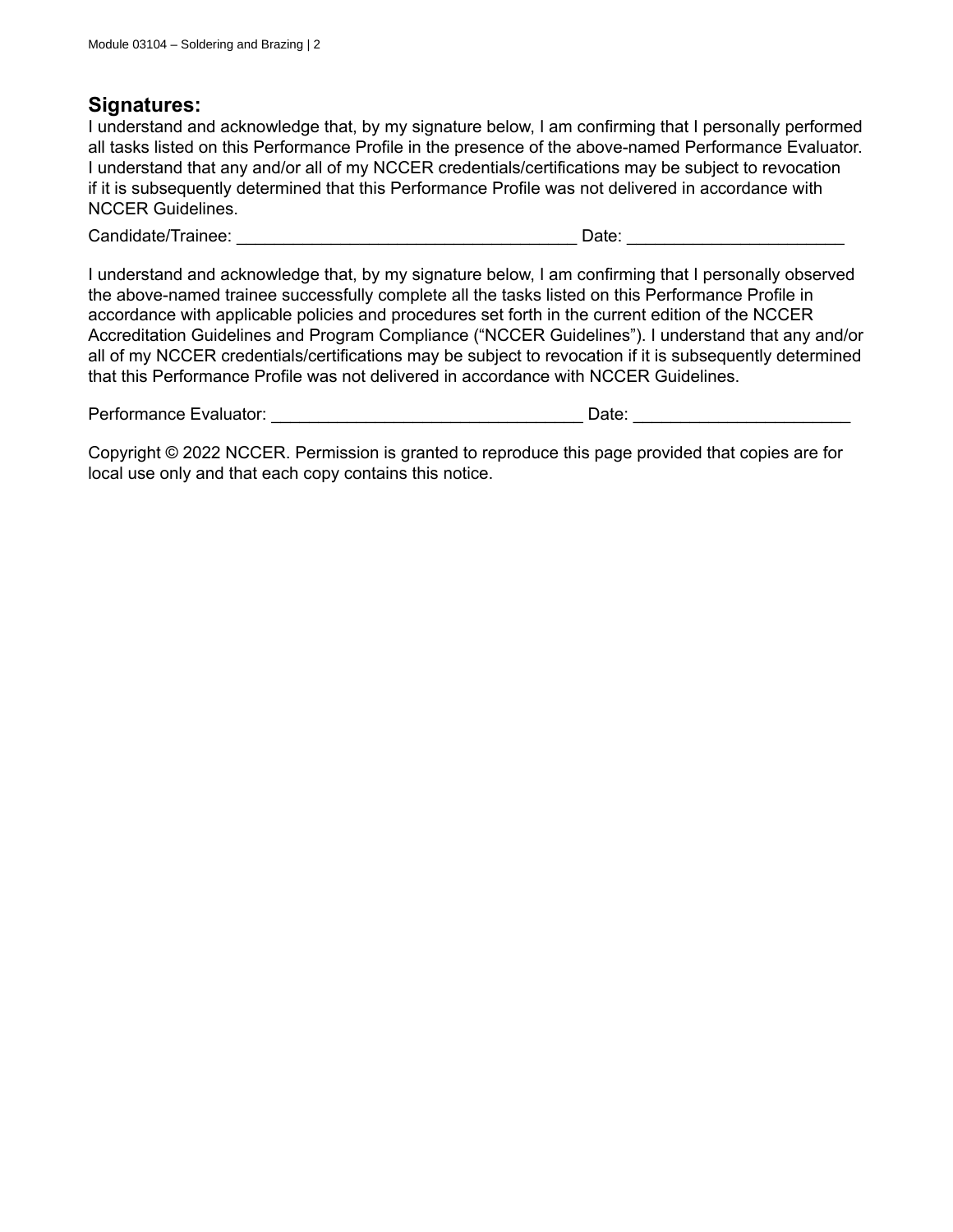## Signatures:

I understand and acknowledge that, by my signature below, I am confirming that I personally performed all tasks listed on this Performance Profile in the presence of the above-named Performance Evaluator. I understand that any and/or all of my NCCER credentials/certifications may be subject to revocation if it is subsequently determined that this Performance Profile was not delivered in accordance with NCCER Guidelines.

Candidate/Trainee: ____________________________________ Date: ______________________

I understand and acknowledge that, by my signature below, I am confirming that I personally observed the above-named trainee successfully complete all the tasks listed on this Performance Profile in accordance with applicable policies and procedures set forth in the current edition of the NCCER Accreditation Guidelines and Program Compliance ("NCCER Guidelines"). I understand that any and/or all of my NCCER credentials/certifications may be subject to revocation if it is subsequently determined that this Performance Profile was not delivered in accordance with NCCER Guidelines.

Performance Evaluator: _________________________________ Date: ______________________

Copyright © 2022 NCCER. Permission is granted to reproduce this page provided that copies are for local use only and that each copy contains this notice.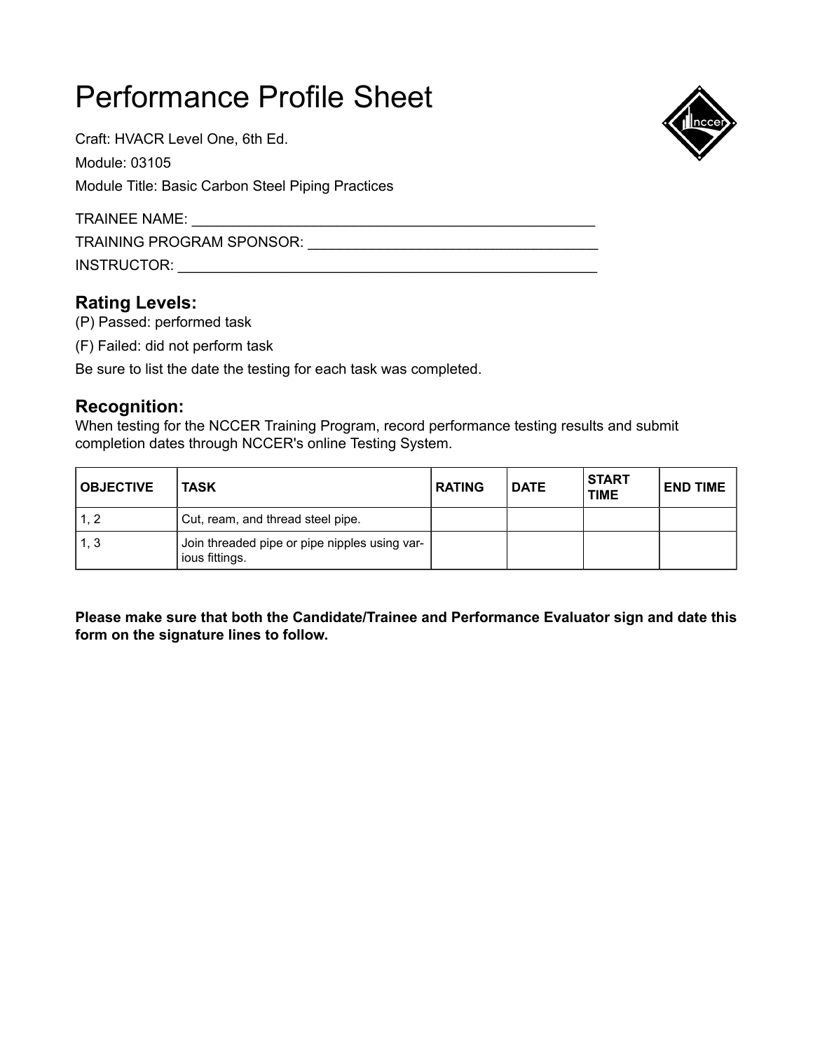# Performance Profile Sheet

Craft: HVACR Level One, 6th Ed.

Module: 03105

Module Title: Basic Carbon Steel Piping Practices

TRAINEE NAME: ___________________________________________________

TRAINING PROGRAM SPONSOR: ____________________________________

INSTRUCTOR: _____________________________________________________

## Rating Levels:

(P) Passed: performed task

(F) Failed: did not perform task

Be sure to list the date the testing for each task was completed.

## Recognition:

When testing for the NCCER Training Program, record performance testing results and submit completion dates through NCCER's online Testing System.

| OBJECTIVE | TASK | RATING | DATE | START TIME | END TIME |
|---|---|---|---|---|---|
| 1, 2 | Cut, ream, and thread steel pipe. | | | | |
| 1, 3 | Join threaded pipe or pipe nipples using various fittings. | | | | |

**Please make sure that both the Candidate/Trainee and Performance Evaluator sign and date this form on the signature lines to follow.**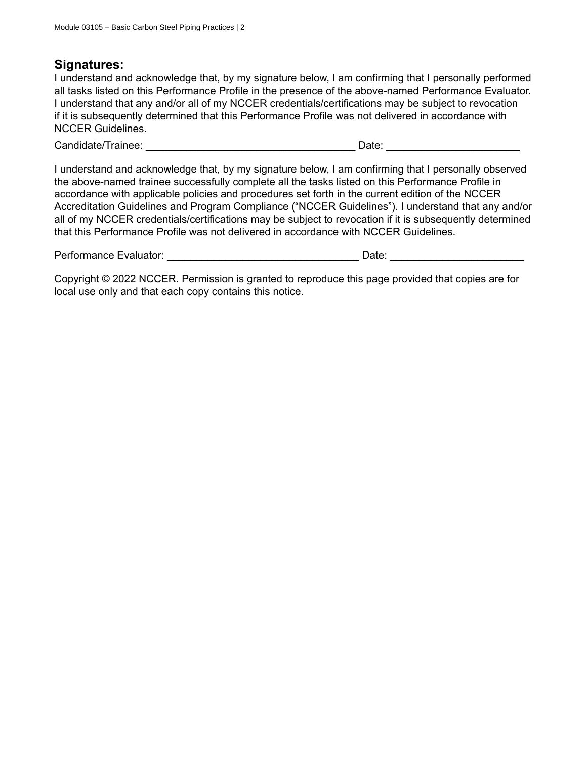## Signatures:

I understand and acknowledge that, by my signature below, I am confirming that I personally performed all tasks listed on this Performance Profile in the presence of the above-named Performance Evaluator. I understand that any and/or all of my NCCER credentials/certifications may be subject to revocation if it is subsequently determined that this Performance Profile was not delivered in accordance with NCCER Guidelines.

Candidate/Trainee: ___________________________________ Date: ______________________

I understand and acknowledge that, by my signature below, I am confirming that I personally observed the above-named trainee successfully complete all the tasks listed on this Performance Profile in accordance with applicable policies and procedures set forth in the current edition of the NCCER Accreditation Guidelines and Program Compliance ("NCCER Guidelines"). I understand that any and/or all of my NCCER credentials/certifications may be subject to revocation if it is subsequently determined that this Performance Profile was not delivered in accordance with NCCER Guidelines.

Performance Evaluator: ________________________________ Date: ______________________

Copyright © 2022 NCCER. Permission is granted to reproduce this page provided that copies are for local use only and that each copy contains this notice.